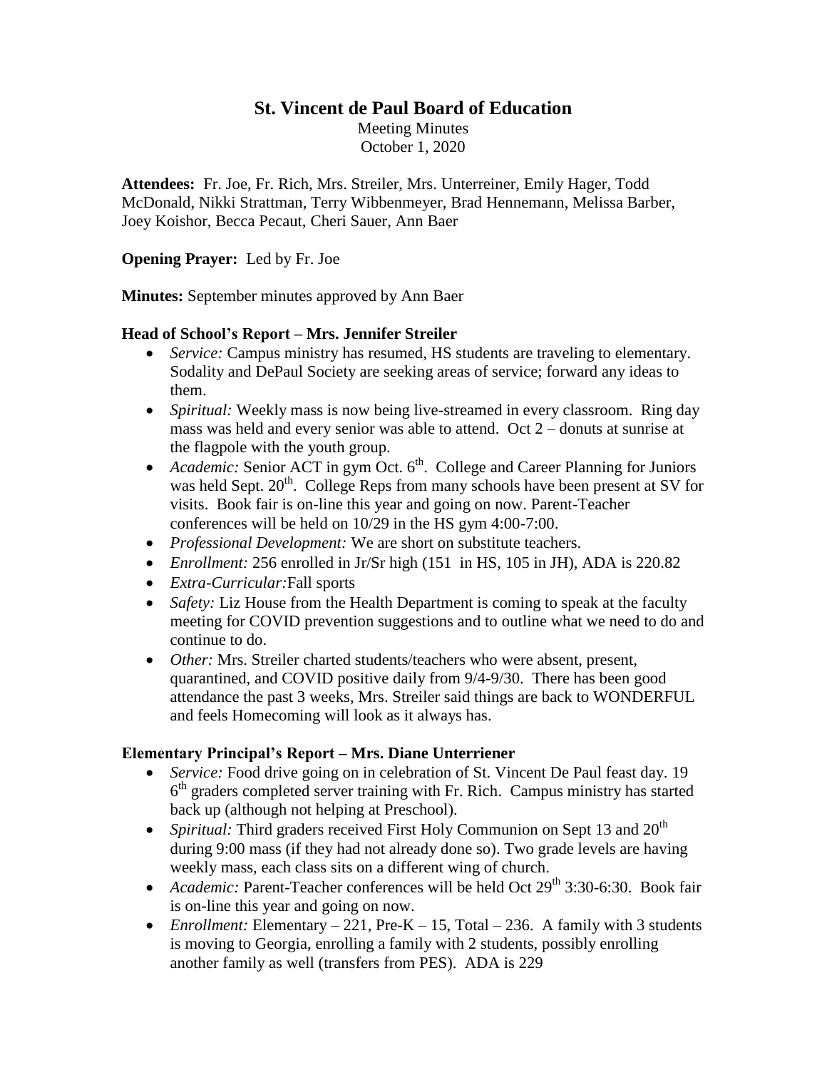# St. Vincent de Paul Board of Education

Meeting Minutes
October 1, 2020

**Attendees:** Fr. Joe, Fr. Rich, Mrs. Streiler, Mrs. Unterreiner, Emily Hager, Todd McDonald, Nikki Strattman, Terry Wibbenmeyer, Brad Hennemann, Melissa Barber, Joey Koishor, Becca Pecaut, Cheri Sauer, Ann Baer

**Opening Prayer:** Led by Fr. Joe

**Minutes:** September minutes approved by Ann Baer

### Head of School's Report – Mrs. Jennifer Streiler

- *Service:* Campus ministry has resumed, HS students are traveling to elementary. Sodality and DePaul Society are seeking areas of service; forward any ideas to them.
- *Spiritual:* Weekly mass is now being live-streamed in every classroom. Ring day mass was held and every senior was able to attend. Oct 2 – donuts at sunrise at the flagpole with the youth group.
- *Academic:* Senior ACT in gym Oct. 6th. College and Career Planning for Juniors was held Sept. 20th. College Reps from many schools have been present at SV for visits. Book fair is on-line this year and going on now. Parent-Teacher conferences will be held on 10/29 in the HS gym 4:00-7:00.
- *Professional Development:* We are short on substitute teachers.
- *Enrollment:* 256 enrolled in Jr/Sr high (151 in HS, 105 in JH), ADA is 220.82
- *Extra-Curricular:* Fall sports
- *Safety:* Liz House from the Health Department is coming to speak at the faculty meeting for COVID prevention suggestions and to outline what we need to do and continue to do.
- *Other:* Mrs. Streiler charted students/teachers who were absent, present, quarantined, and COVID positive daily from 9/4-9/30. There has been good attendance the past 3 weeks, Mrs. Streiler said things are back to WONDERFUL and feels Homecoming will look as it always has.

### Elementary Principal's Report – Mrs. Diane Unterriener

- *Service:* Food drive going on in celebration of St. Vincent De Paul feast day. 19 6th graders completed server training with Fr. Rich. Campus ministry has started back up (although not helping at Preschool).
- *Spiritual:* Third graders received First Holy Communion on Sept 13 and 20th during 9:00 mass (if they had not already done so). Two grade levels are having weekly mass, each class sits on a different wing of church.
- *Academic:* Parent-Teacher conferences will be held Oct 29th 3:30-6:30. Book fair is on-line this year and going on now.
- *Enrollment:* Elementary – 221, Pre-K – 15, Total – 236. A family with 3 students is moving to Georgia, enrolling a family with 2 students, possibly enrolling another family as well (transfers from PES). ADA is 229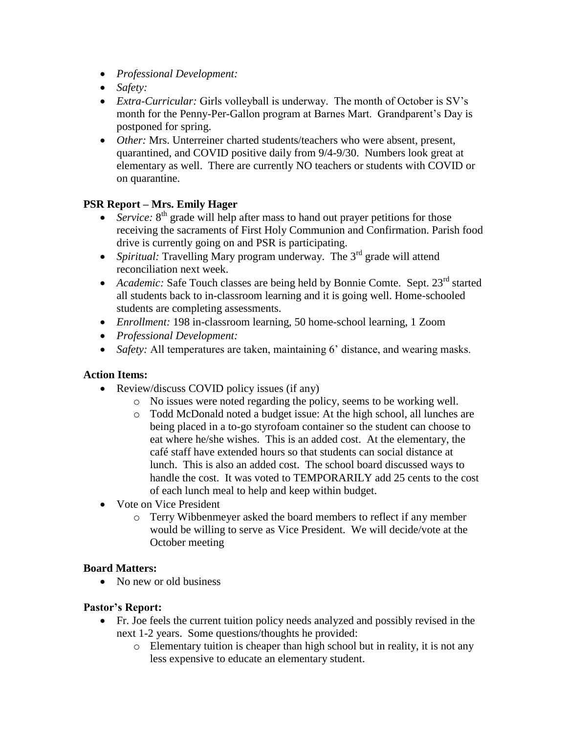- *Professional Development:*
- *Safety:*
- *Extra-Curricular:* Girls volleyball is underway. The month of October is SV's month for the Penny-Per-Gallon program at Barnes Mart. Grandparent's Day is postponed for spring.
- *Other:* Mrs. Unterreiner charted students/teachers who were absent, present, quarantined, and COVID positive daily from 9/4-9/30. Numbers look great at elementary as well. There are currently NO teachers or students with COVID or on quarantine.

**PSR Report – Mrs. Emily Hager**

- *Service:* 8th grade will help after mass to hand out prayer petitions for those receiving the sacraments of First Holy Communion and Confirmation. Parish food drive is currently going on and PSR is participating.
- *Spiritual:* Travelling Mary program underway. The 3rd grade will attend reconciliation next week.
- *Academic:* Safe Touch classes are being held by Bonnie Comte. Sept. 23rd started all students back to in-classroom learning and it is going well. Home-schooled students are completing assessments.
- *Enrollment:* 198 in-classroom learning, 50 home-school learning, 1 Zoom
- *Professional Development:*
- *Safety:* All temperatures are taken, maintaining 6' distance, and wearing masks.

**Action Items:**

- Review/discuss COVID policy issues (if any)
  - No issues were noted regarding the policy, seems to be working well.
  - Todd McDonald noted a budget issue: At the high school, all lunches are being placed in a to-go styrofoam container so the student can choose to eat where he/she wishes. This is an added cost. At the elementary, the café staff have extended hours so that students can social distance at lunch. This is also an added cost. The school board discussed ways to handle the cost. It was voted to TEMPORARILY add 25 cents to the cost of each lunch meal to help and keep within budget.
- Vote on Vice President
  - Terry Wibbenmeyer asked the board members to reflect if any member would be willing to serve as Vice President. We will decide/vote at the October meeting

**Board Matters:**

- No new or old business

**Pastor's Report:**

- Fr. Joe feels the current tuition policy needs analyzed and possibly revised in the next 1-2 years. Some questions/thoughts he provided:
  - Elementary tuition is cheaper than high school but in reality, it is not any less expensive to educate an elementary student.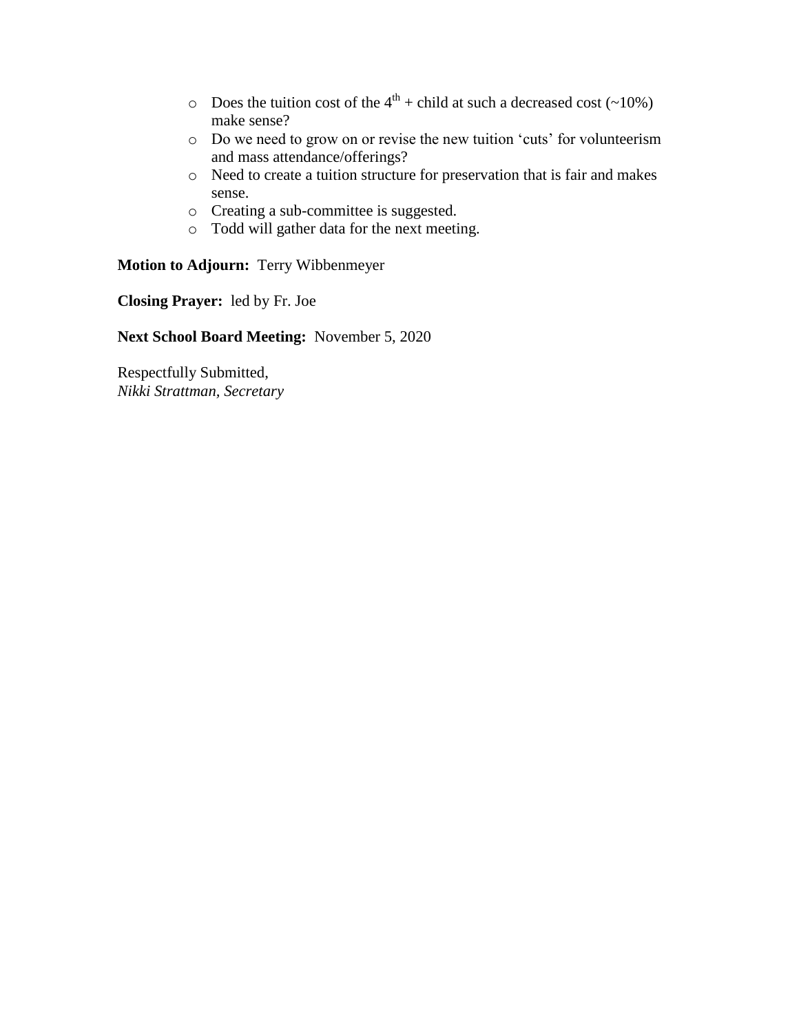- Does the tuition cost of the $4^{th}$ + child at such a decreased cost (~10%) make sense?
- Do we need to grow on or revise the new tuition 'cuts' for volunteerism and mass attendance/offerings?
- Need to create a tuition structure for preservation that is fair and makes sense.
- Creating a sub-committee is suggested.
- Todd will gather data for the next meeting.

**Motion to Adjourn:** Terry Wibbenmeyer

**Closing Prayer:** led by Fr. Joe

**Next School Board Meeting:** November 5, 2020

Respectfully Submitted,
*Nikki Strattman, Secretary*